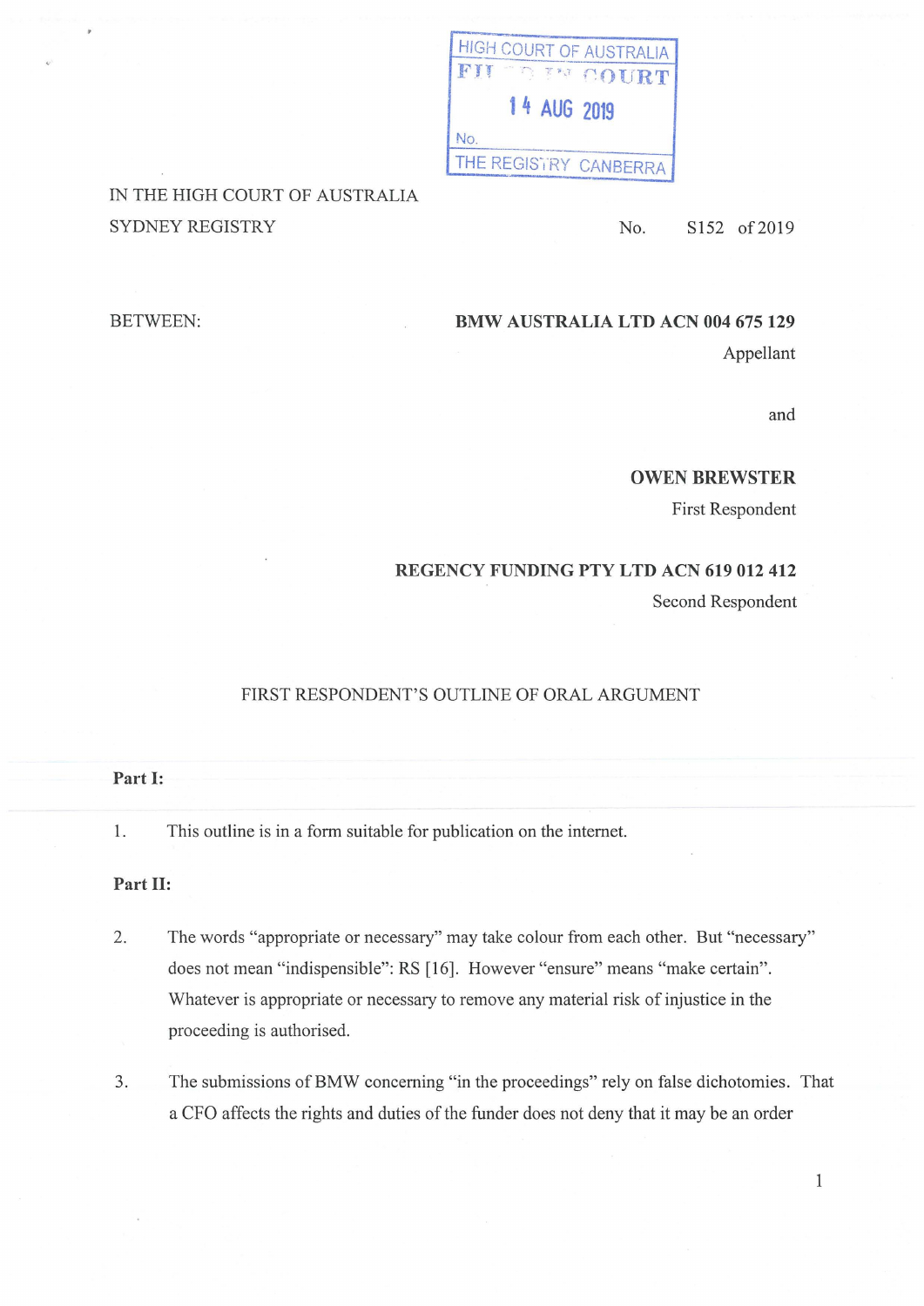HIGH COURT OF AUSTRALIA
FILED IN COURT
14 AUG 2019
No.
THE REGISTRY CANBERRA

IN THE HIGH COURT OF AUSTRALIA
SYDNEY REGISTRY

No. S152 of 2019

BETWEEN:

**BMW AUSTRALIA LTD ACN 004 675 129**
Appellant

and

**OWEN BREWSTER**
First Respondent

**REGENCY FUNDING PTY LTD ACN 619 012 412**
Second Respondent

FIRST RESPONDENT'S OUTLINE OF ORAL ARGUMENT

**Part I:**

1. This outline is in a form suitable for publication on the internet.

**Part II:**

2. The words "appropriate or necessary" may take colour from each other. But "necessary" does not mean "indispensible": RS [16]. However "ensure" means "make certain". Whatever is appropriate or necessary to remove any material risk of injustice in the proceeding is authorised.

3. The submissions of BMW concerning "in the proceedings" rely on false dichotomies. That a CFO affects the rights and duties of the funder does not deny that it may be an order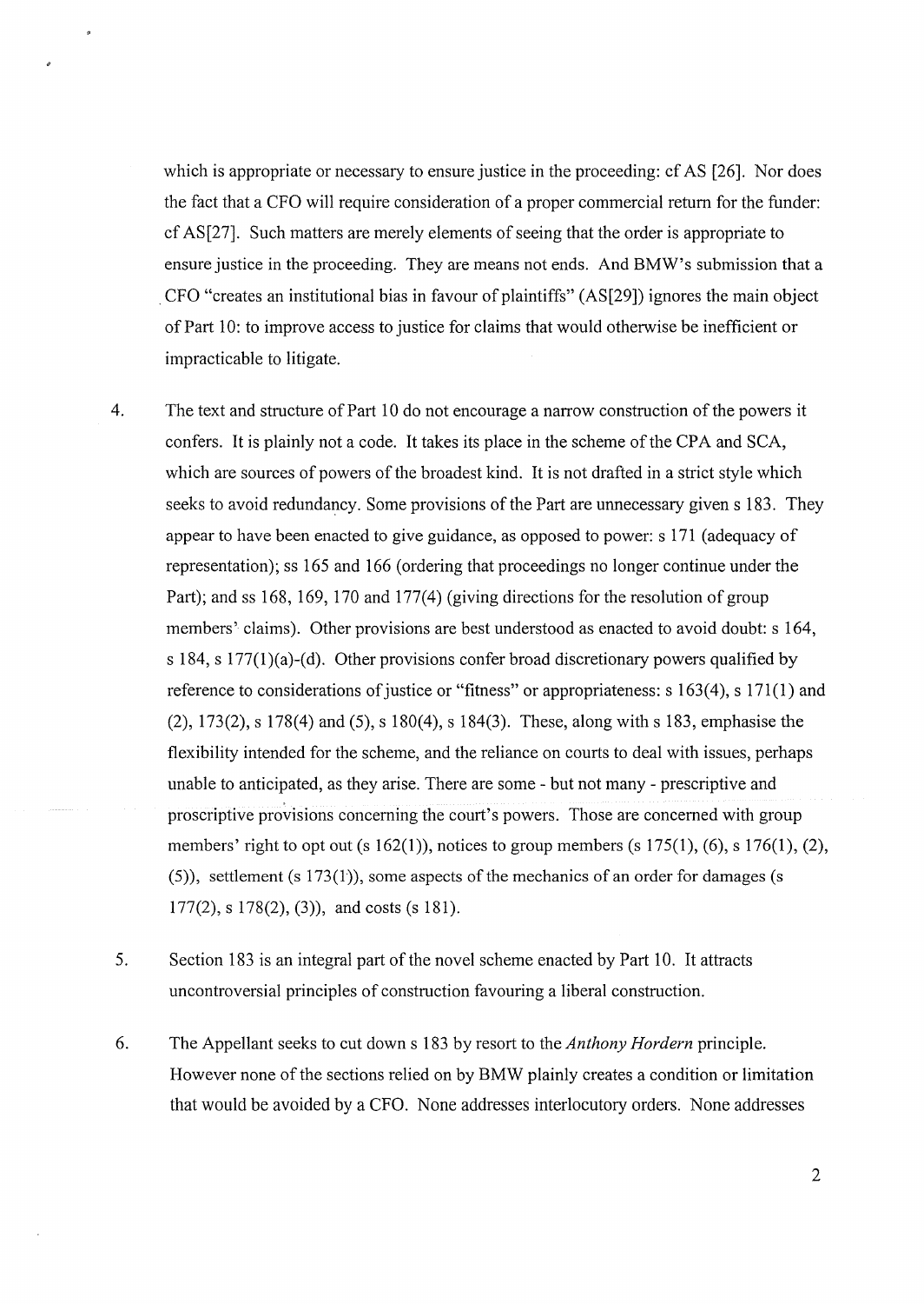which is appropriate or necessary to ensure justice in the proceeding: cf AS [26]. Nor does the fact that a CFO will require consideration of a proper commercial return for the funder: cf AS[27]. Such matters are merely elements of seeing that the order is appropriate to ensure justice in the proceeding. They are means not ends. And BMW's submission that a CFO "creates an institutional bias in favour of plaintiffs" (AS[29]) ignores the main object of Part 10: to improve access to justice for claims that would otherwise be inefficient or impracticable to litigate.

4. The text and structure of Part 10 do not encourage a narrow construction of the powers it confers. It is plainly not a code. It takes its place in the scheme of the CPA and SCA, which are sources of powers of the broadest kind. It is not drafted in a strict style which seeks to avoid redundancy. Some provisions of the Part are unnecessary given s 183. They appear to have been enacted to give guidance, as opposed to power: s 171 (adequacy of representation); ss 165 and 166 (ordering that proceedings no longer continue under the Part); and ss 168, 169, 170 and 177(4) (giving directions for the resolution of group members' claims). Other provisions are best understood as enacted to avoid doubt: s 164, s 184, s 177(1)(a)-(d). Other provisions confer broad discretionary powers qualified by reference to considerations of justice or "fitness" or appropriateness: s 163(4), s 171(1) and (2), 173(2), s 178(4) and (5), s 180(4), s 184(3). These, along with s 183, emphasise the flexibility intended for the scheme, and the reliance on courts to deal with issues, perhaps unable to anticipated, as they arise. There are some - but not many - prescriptive and proscriptive provisions concerning the court's powers. Those are concerned with group members' right to opt out (s 162(1)), notices to group members (s 175(1), (6), s 176(1), (2), (5)), settlement (s 173(1)), some aspects of the mechanics of an order for damages (s 177(2), s 178(2), (3)), and costs (s 181).

5. Section 183 is an integral part of the novel scheme enacted by Part 10. It attracts uncontroversial principles of construction favouring a liberal construction.

6. The Appellant seeks to cut down s 183 by resort to the *Anthony Hordern* principle. However none of the sections relied on by BMW plainly creates a condition or limitation that would be avoided by a CFO. None addresses interlocutory orders. None addresses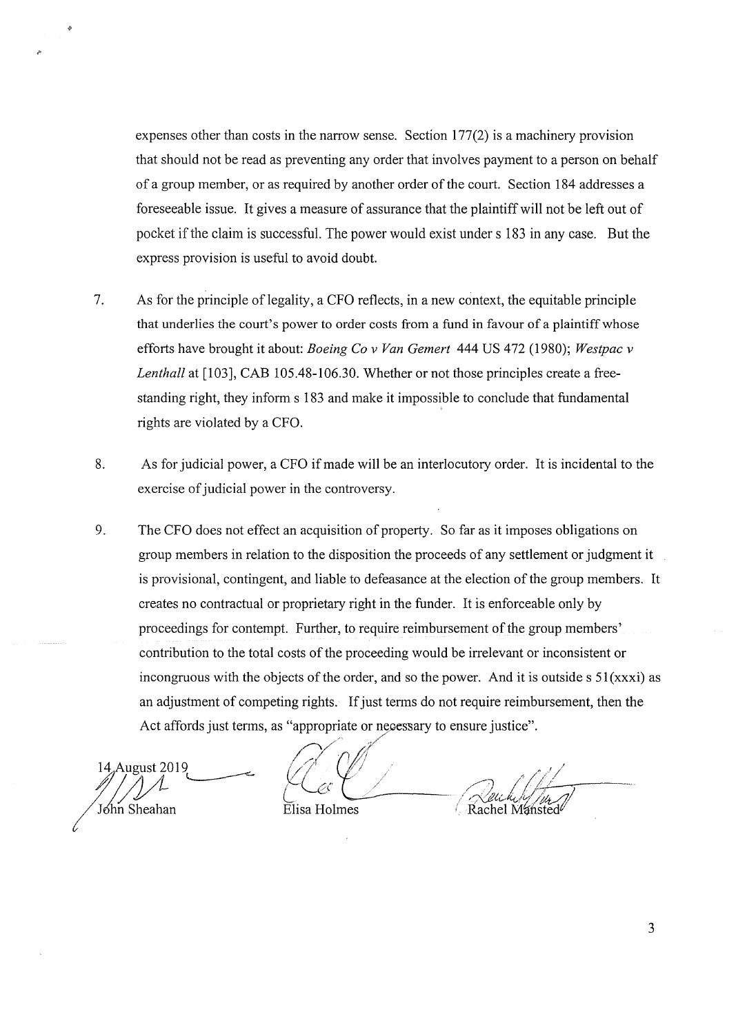expenses other than costs in the narrow sense. Section 177(2) is a machinery provision that should not be read as preventing any order that involves payment to a person on behalf of a group member, or as required by another order of the court. Section 184 addresses a foreseeable issue. It gives a measure of assurance that the plaintiff will not be left out of pocket if the claim is successful. The power would exist under s 183 in any case. But the express provision is useful to avoid doubt.

7. As for the principle of legality, a CFO reflects, in a new context, the equitable principle that underlies the court's power to order costs from a fund in favour of a plaintiff whose efforts have brought it about: *Boeing Co v Van Gemert* 444 US 472 (1980); *Westpac v Lenthall* at [103], CAB 105.48-106.30. Whether or not those principles create a free-standing right, they inform s 183 and make it impossible to conclude that fundamental rights are violated by a CFO.

8. As for judicial power, a CFO if made will be an interlocutory order. It is incidental to the exercise of judicial power in the controversy.

9. The CFO does not effect an acquisition of property. So far as it imposes obligations on group members in relation to the disposition the proceeds of any settlement or judgment it is provisional, contingent, and liable to defeasance at the election of the group members. It creates no contractual or proprietary right in the funder. It is enforceable only by proceedings for contempt. Further, to require reimbursement of the group members' contribution to the total costs of the proceeding would be irrelevant or inconsistent or incongruous with the objects of the order, and so the power. And it is outside s 51(xxxi) as an adjustment of competing rights. If just terms do not require reimbursement, then the Act affords just terms, as "appropriate or necessary to ensure justice".

14 August 2019

John Sheahan　　　Elisa Holmes　　　Rachel Mansted